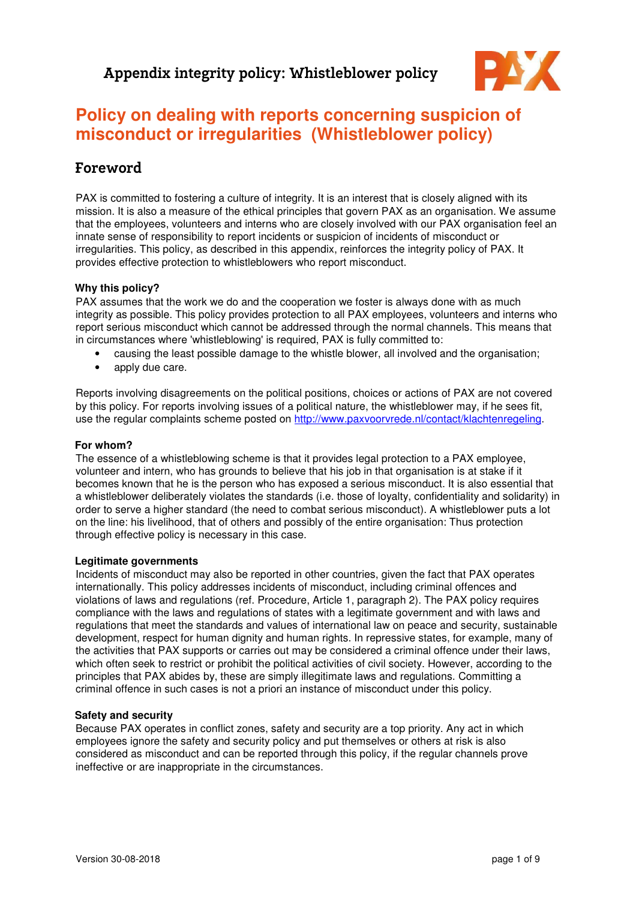# Appendix integrity policy: Whistleblower policy

## Policy on dealing with reports concerning suspicion of misconduct or irregularities (Whistleblower policy)

### Foreword

PAX is committed to fostering a culture of integrity. It is an interest that is closely aligned with its mission. It is also a measure of the ethical principles that govern PAX as an organisation. We assume that the employees, volunteers and interns who are closely involved with our PAX organisation feel an innate sense of responsibility to report incidents or suspicion of incidents of misconduct or irregularities. This policy, as described in this appendix, reinforces the integrity policy of PAX. It provides effective protection to whistleblowers who report misconduct.

**Why this policy?**
PAX assumes that the work we do and the cooperation we foster is always done with as much integrity as possible. This policy provides protection to all PAX employees, volunteers and interns who report serious misconduct which cannot be addressed through the normal channels. This means that in circumstances where 'whistleblowing' is required, PAX is fully committed to:

- causing the least possible damage to the whistle blower, all involved and the organisation;
- apply due care.

Reports involving disagreements on the political positions, choices or actions of PAX are not covered by this policy. For reports involving issues of a political nature, the whistleblower may, if he sees fit, use the regular complaints scheme posted on http://www.paxvoorvrede.nl/contact/klachtenregeling.

**For whom?**
The essence of a whistleblowing scheme is that it provides legal protection to a PAX employee, volunteer and intern, who has grounds to believe that his job in that organisation is at stake if it becomes known that he is the person who has exposed a serious misconduct. It is also essential that a whistleblower deliberately violates the standards (i.e. those of loyalty, confidentiality and solidarity) in order to serve a higher standard (the need to combat serious misconduct). A whistleblower puts a lot on the line: his livelihood, that of others and possibly of the entire organisation: Thus protection through effective policy is necessary in this case.

**Legitimate governments**
Incidents of misconduct may also be reported in other countries, given the fact that PAX operates internationally. This policy addresses incidents of misconduct, including criminal offences and violations of laws and regulations (ref. Procedure, Article 1, paragraph 2). The PAX policy requires compliance with the laws and regulations of states with a legitimate government and with laws and regulations that meet the standards and values of international law on peace and security, sustainable development, respect for human dignity and human rights. In repressive states, for example, many of the activities that PAX supports or carries out may be considered a criminal offence under their laws, which often seek to restrict or prohibit the political activities of civil society. However, according to the principles that PAX abides by, these are simply illegitimate laws and regulations. Committing a criminal offence in such cases is not a priori an instance of misconduct under this policy.

**Safety and security**
Because PAX operates in conflict zones, safety and security are a top priority. Any act in which employees ignore the safety and security policy and put themselves or others at risk is also considered as misconduct and can be reported through this policy, if the regular channels prove ineffective or are inappropriate in the circumstances.

Version 30-08-2018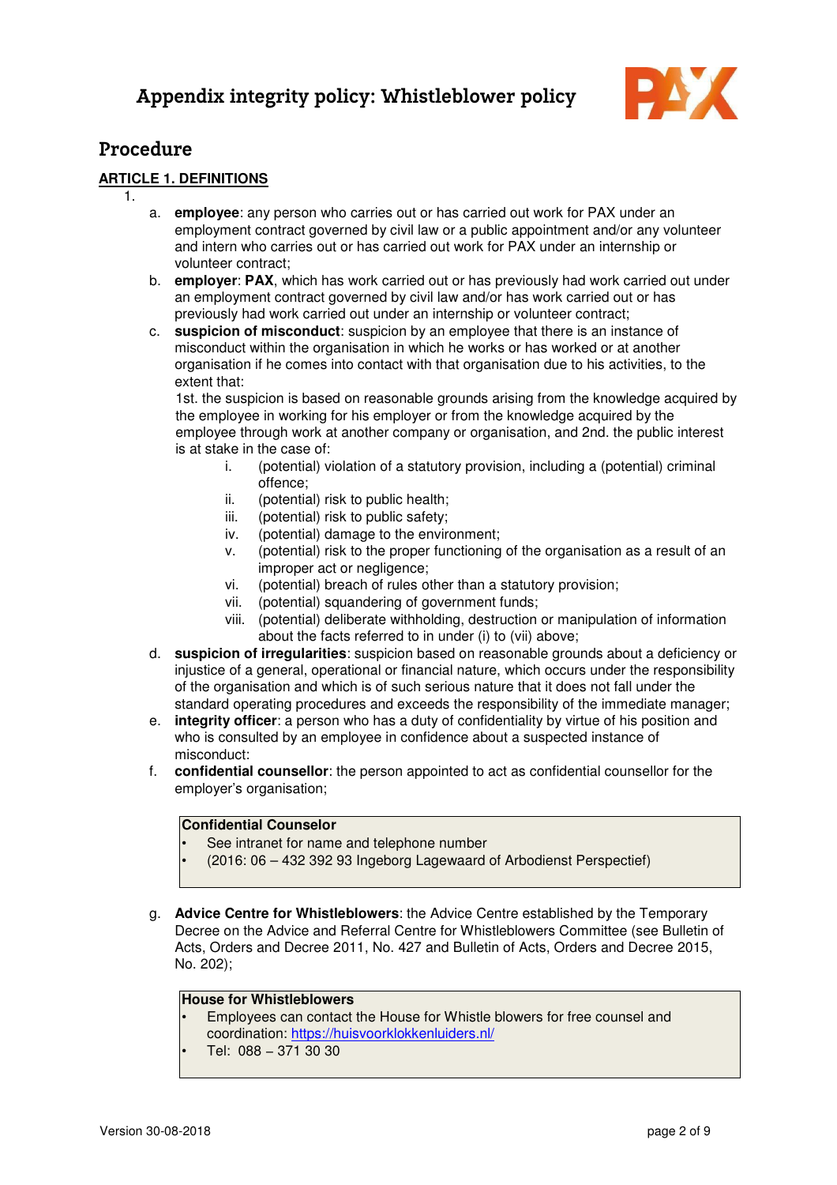# Appendix integrity policy: Whistleblower policy

## Procedure

**ARTICLE 1. DEFINITIONS**

1.
   a. **employee**: any person who carries out or has carried out work for PAX under an employment contract governed by civil law or a public appointment and/or any volunteer and intern who carries out or has carried out work for PAX under an internship or volunteer contract;
   b. **employer**: **PAX**, which has work carried out or has previously had work carried out under an employment contract governed by civil law and/or has work carried out or has previously had work carried out under an internship or volunteer contract;
   c. **suspicion of misconduct**: suspicion by an employee that there is an instance of misconduct within the organisation in which he works or has worked or at another organisation if he comes into contact with that organisation due to his activities, to the extent that:
      1st. the suspicion is based on reasonable grounds arising from the knowledge acquired by the employee in working for his employer or from the knowledge acquired by the employee through work at another company or organisation, and 2nd. the public interest is at stake in the case of:
      i. (potential) violation of a statutory provision, including a (potential) criminal offence;
      ii. (potential) risk to public health;
      iii. (potential) risk to public safety;
      iv. (potential) damage to the environment;
      v. (potential) risk to the proper functioning of the organisation as a result of an improper act or negligence;
      vi. (potential) breach of rules other than a statutory provision;
      vii. (potential) squandering of government funds;
      viii. (potential) deliberate withholding, destruction or manipulation of information about the facts referred to in under (i) to (vii) above;
   d. **suspicion of irregularities**: suspicion based on reasonable grounds about a deficiency or injustice of a general, operational or financial nature, which occurs under the responsibility of the organisation and which is of such serious nature that it does not fall under the standard operating procedures and exceeds the responsibility of the immediate manager;
   e. **integrity officer**: a person who has a duty of confidentiality by virtue of his position and who is consulted by an employee in confidence about a suspected instance of misconduct:
   f. **confidential counsellor**: the person appointed to act as confidential counsellor for the employer's organisation;

> **Confidential Counselor**
> - See intranet for name and telephone number
> - (2016: 06 – 432 392 93 Ingeborg Lagewaard of Arbodienst Perspectief)

   g. **Advice Centre for Whistleblowers**: the Advice Centre established by the Temporary Decree on the Advice and Referral Centre for Whistleblowers Committee (see Bulletin of Acts, Orders and Decree 2011, No. 427 and Bulletin of Acts, Orders and Decree 2015, No. 202);

> **House for Whistleblowers**
> - Employees can contact the House for Whistle blowers for free counsel and coordination: https://huisvoorklokkenluiders.nl/
> - Tel: 088 – 371 30 30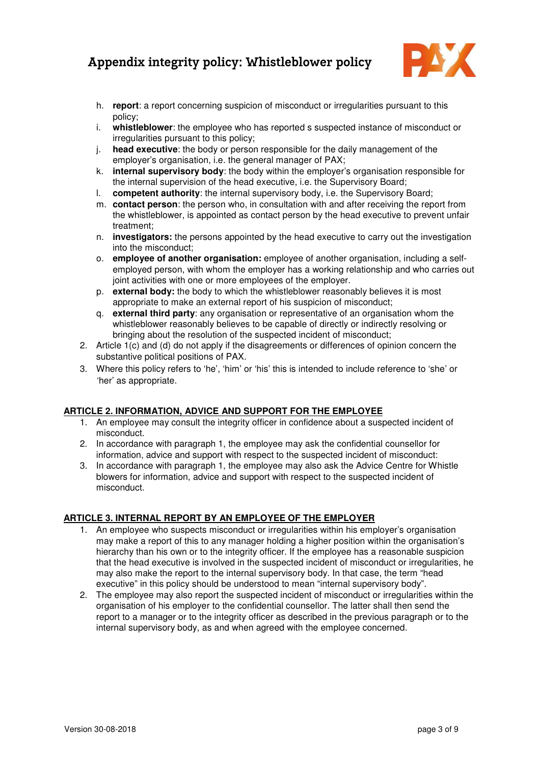h. **report**: a report concerning suspicion of misconduct or irregularities pursuant to this policy;
i. **whistleblower**: the employee who has reported s suspected instance of misconduct or irregularities pursuant to this policy;
j. **head executive**: the body or person responsible for the daily management of the employer's organisation, i.e. the general manager of PAX;
k. **internal supervisory body**: the body within the employer's organisation responsible for the internal supervision of the head executive, i.e. the Supervisory Board;
l. **competent authority**: the internal supervisory body, i.e. the Supervisory Board;
m. **contact person**: the person who, in consultation with and after receiving the report from the whistleblower, is appointed as contact person by the head executive to prevent unfair treatment;
n. **investigators:** the persons appointed by the head executive to carry out the investigation into the misconduct;
o. **employee of another organisation:** employee of another organisation, including a self-employed person, with whom the employer has a working relationship and who carries out joint activities with one or more employees of the employer.
p. **external body:** the body to which the whistleblower reasonably believes it is most appropriate to make an external report of his suspicion of misconduct;
q. **external third party**: any organisation or representative of an organisation whom the whistleblower reasonably believes to be capable of directly or indirectly resolving or bringing about the resolution of the suspected incident of misconduct;

2. Article 1(c) and (d) do not apply if the disagreements or differences of opinion concern the substantive political positions of PAX.
3. Where this policy refers to 'he', 'him' or 'his' this is intended to include reference to 'she' or 'her' as appropriate.

## ARTICLE 2. INFORMATION, ADVICE AND SUPPORT FOR THE EMPLOYEE

1. An employee may consult the integrity officer in confidence about a suspected incident of misconduct.
2. In accordance with paragraph 1, the employee may ask the confidential counsellor for information, advice and support with respect to the suspected incident of misconduct:
3. In accordance with paragraph 1, the employee may also ask the Advice Centre for Whistle blowers for information, advice and support with respect to the suspected incident of misconduct.

## ARTICLE 3. INTERNAL REPORT BY AN EMPLOYEE OF THE EMPLOYER

1. An employee who suspects misconduct or irregularities within his employer's organisation may make a report of this to any manager holding a higher position within the organisation's hierarchy than his own or to the integrity officer. If the employee has a reasonable suspicion that the head executive is involved in the suspected incident of misconduct or irregularities, he may also make the report to the internal supervisory body. In that case, the term "head executive" in this policy should be understood to mean "internal supervisory body".
2. The employee may also report the suspected incident of misconduct or irregularities within the organisation of his employer to the confidential counsellor. The latter shall then send the report to a manager or to the integrity officer as described in the previous paragraph or to the internal supervisory body, as and when agreed with the employee concerned.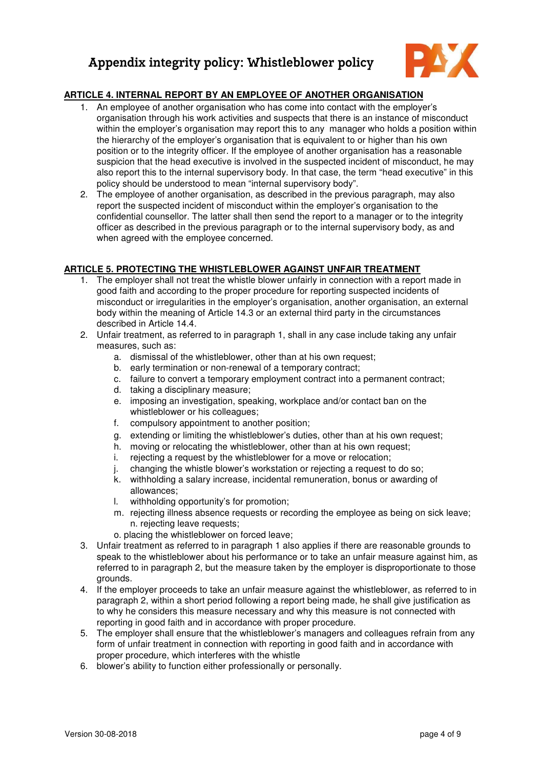**ARTICLE 4. INTERNAL REPORT BY AN EMPLOYEE OF ANOTHER ORGANISATION**

1. An employee of another organisation who has come into contact with the employer's organisation through his work activities and suspects that there is an instance of misconduct within the employer's organisation may report this to any manager who holds a position within the hierarchy of the employer's organisation that is equivalent to or higher than his own position or to the integrity officer. If the employee of another organisation has a reasonable suspicion that the head executive is involved in the suspected incident of misconduct, he may also report this to the internal supervisory body. In that case, the term "head executive" in this policy should be understood to mean "internal supervisory body".
2. The employee of another organisation, as described in the previous paragraph, may also report the suspected incident of misconduct within the employer's organisation to the confidential counsellor. The latter shall then send the report to a manager or to the integrity officer as described in the previous paragraph or to the internal supervisory body, as and when agreed with the employee concerned.

**ARTICLE 5. PROTECTING THE WHISTLEBLOWER AGAINST UNFAIR TREATMENT**

1. The employer shall not treat the whistle blower unfairly in connection with a report made in good faith and according to the proper procedure for reporting suspected incidents of misconduct or irregularities in the employer's organisation, another organisation, an external body within the meaning of Article 14.3 or an external third party in the circumstances described in Article 14.4.
2. Unfair treatment, as referred to in paragraph 1, shall in any case include taking any unfair measures, such as:
   a. dismissal of the whistleblower, other than at his own request;
   b. early termination or non-renewal of a temporary contract;
   c. failure to convert a temporary employment contract into a permanent contract;
   d. taking a disciplinary measure;
   e. imposing an investigation, speaking, workplace and/or contact ban on the whistleblower or his colleagues;
   f. compulsory appointment to another position;
   g. extending or limiting the whistleblower's duties, other than at his own request;
   h. moving or relocating the whistleblower, other than at his own request;
   i. rejecting a request by the whistleblower for a move or relocation;
   j. changing the whistle blower's workstation or rejecting a request to do so;
   k. withholding a salary increase, incidental remuneration, bonus or awarding of allowances;
   l. withholding opportunity's for promotion;
   m. rejecting illness absence requests or recording the employee as being on sick leave; n. rejecting leave requests;
   o. placing the whistleblower on forced leave;
3. Unfair treatment as referred to in paragraph 1 also applies if there are reasonable grounds to speak to the whistleblower about his performance or to take an unfair measure against him, as referred to in paragraph 2, but the measure taken by the employer is disproportionate to those grounds.
4. If the employer proceeds to take an unfair measure against the whistleblower, as referred to in paragraph 2, within a short period following a report being made, he shall give justification as to why he considers this measure necessary and why this measure is not connected with reporting in good faith and in accordance with proper procedure.
5. The employer shall ensure that the whistleblower's managers and colleagues refrain from any form of unfair treatment in connection with reporting in good faith and in accordance with proper procedure, which interferes with the whistle
6. blower's ability to function either professionally or personally.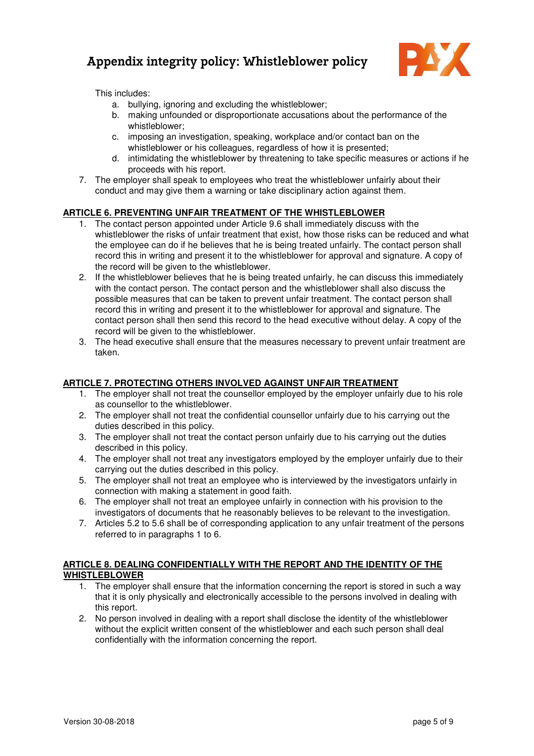This includes:

a. bullying, ignoring and excluding the whistleblower;
b. making unfounded or disproportionate accusations about the performance of the whistleblower;
c. imposing an investigation, speaking, workplace and/or contact ban on the whistleblower or his colleagues, regardless of how it is presented;
d. intimidating the whistleblower by threatening to take specific measures or actions if he proceeds with his report.

7. The employer shall speak to employees who treat the whistleblower unfairly about their conduct and may give them a warning or take disciplinary action against them.

## ARTICLE 6. PREVENTING UNFAIR TREATMENT OF THE WHISTLEBLOWER

1. The contact person appointed under Article 9.6 shall immediately discuss with the whistleblower the risks of unfair treatment that exist, how those risks can be reduced and what the employee can do if he believes that he is being treated unfairly. The contact person shall record this in writing and present it to the whistleblower for approval and signature. A copy of the record will be given to the whistleblower.
2. If the whistleblower believes that he is being treated unfairly, he can discuss this immediately with the contact person. The contact person and the whistleblower shall also discuss the possible measures that can be taken to prevent unfair treatment. The contact person shall record this in writing and present it to the whistleblower for approval and signature. The contact person shall then send this record to the head executive without delay. A copy of the record will be given to the whistleblower.
3. The head executive shall ensure that the measures necessary to prevent unfair treatment are taken.

## ARTICLE 7. PROTECTING OTHERS INVOLVED AGAINST UNFAIR TREATMENT

1. The employer shall not treat the counsellor employed by the employer unfairly due to his role as counsellor to the whistleblower.
2. The employer shall not treat the confidential counsellor unfairly due to his carrying out the duties described in this policy.
3. The employer shall not treat the contact person unfairly due to his carrying out the duties described in this policy.
4. The employer shall not treat any investigators employed by the employer unfairly due to their carrying out the duties described in this policy.
5. The employer shall not treat an employee who is interviewed by the investigators unfairly in connection with making a statement in good faith.
6. The employer shall not treat an employee unfairly in connection with his provision to the investigators of documents that he reasonably believes to be relevant to the investigation.
7. Articles 5.2 to 5.6 shall be of corresponding application to any unfair treatment of the persons referred to in paragraphs 1 to 6.

## ARTICLE 8. DEALING CONFIDENTIALLY WITH THE REPORT AND THE IDENTITY OF THE WHISTLEBLOWER

1. The employer shall ensure that the information concerning the report is stored in such a way that it is only physically and electronically accessible to the persons involved in dealing with this report.
2. No person involved in dealing with a report shall disclose the identity of the whistleblower without the explicit written consent of the whistleblower and each such person shall deal confidentially with the information concerning the report.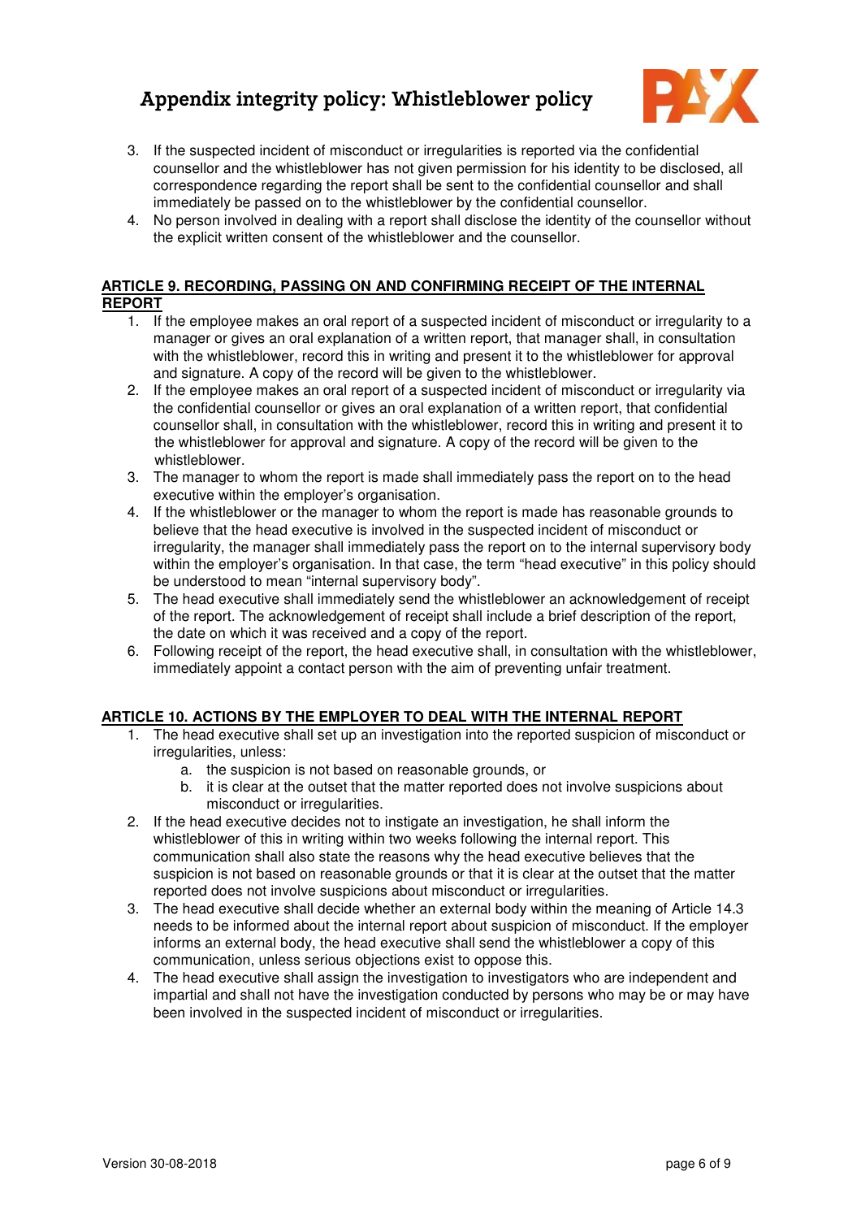3. If the suspected incident of misconduct or irregularities is reported via the confidential counsellor and the whistleblower has not given permission for his identity to be disclosed, all correspondence regarding the report shall be sent to the confidential counsellor and shall immediately be passed on to the whistleblower by the confidential counsellor.
4. No person involved in dealing with a report shall disclose the identity of the counsellor without the explicit written consent of the whistleblower and the counsellor.

**ARTICLE 9. RECORDING, PASSING ON AND CONFIRMING RECEIPT OF THE INTERNAL REPORT**

1. If the employee makes an oral report of a suspected incident of misconduct or irregularity to a manager or gives an oral explanation of a written report, that manager shall, in consultation with the whistleblower, record this in writing and present it to the whistleblower for approval and signature. A copy of the record will be given to the whistleblower.
2. If the employee makes an oral report of a suspected incident of misconduct or irregularity via the confidential counsellor or gives an oral explanation of a written report, that confidential counsellor shall, in consultation with the whistleblower, record this in writing and present it to the whistleblower for approval and signature. A copy of the record will be given to the whistleblower.
3. The manager to whom the report is made shall immediately pass the report on to the head executive within the employer's organisation.
4. If the whistleblower or the manager to whom the report is made has reasonable grounds to believe that the head executive is involved in the suspected incident of misconduct or irregularity, the manager shall immediately pass the report on to the internal supervisory body within the employer's organisation. In that case, the term "head executive" in this policy should be understood to mean "internal supervisory body".
5. The head executive shall immediately send the whistleblower an acknowledgement of receipt of the report. The acknowledgement of receipt shall include a brief description of the report, the date on which it was received and a copy of the report.
6. Following receipt of the report, the head executive shall, in consultation with the whistleblower, immediately appoint a contact person with the aim of preventing unfair treatment.

**ARTICLE 10. ACTIONS BY THE EMPLOYER TO DEAL WITH THE INTERNAL REPORT**

1. The head executive shall set up an investigation into the reported suspicion of misconduct or irregularities, unless:
   a. the suspicion is not based on reasonable grounds, or
   b. it is clear at the outset that the matter reported does not involve suspicions about misconduct or irregularities.
2. If the head executive decides not to instigate an investigation, he shall inform the whistleblower of this in writing within two weeks following the internal report. This communication shall also state the reasons why the head executive believes that the suspicion is not based on reasonable grounds or that it is clear at the outset that the matter reported does not involve suspicions about misconduct or irregularities.
3. The head executive shall decide whether an external body within the meaning of Article 14.3 needs to be informed about the internal report about suspicion of misconduct. If the employer informs an external body, the head executive shall send the whistleblower a copy of this communication, unless serious objections exist to oppose this.
4. The head executive shall assign the investigation to investigators who are independent and impartial and shall not have the investigation conducted by persons who may be or may have been involved in the suspected incident of misconduct or irregularities.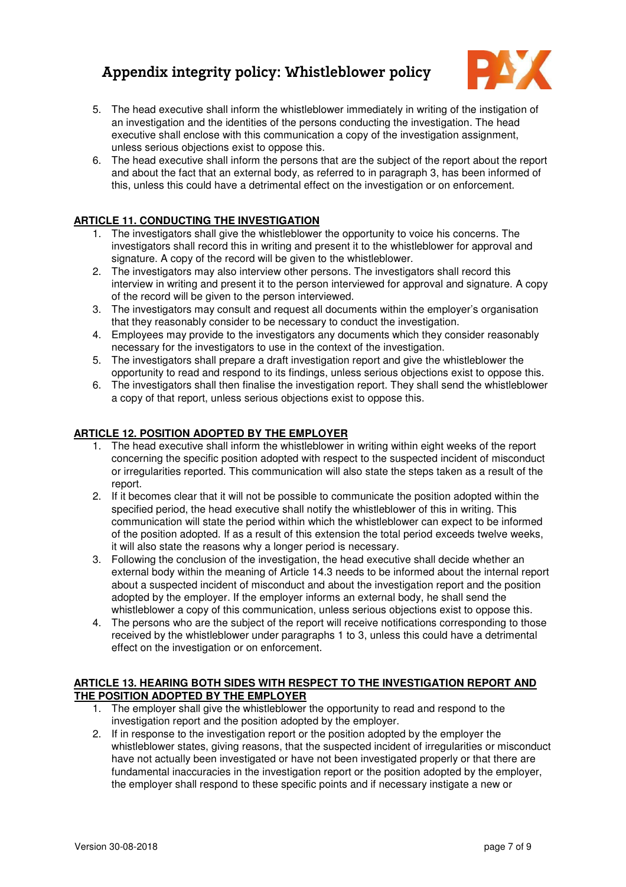5. The head executive shall inform the whistleblower immediately in writing of the instigation of an investigation and the identities of the persons conducting the investigation. The head executive shall enclose with this communication a copy of the investigation assignment, unless serious objections exist to oppose this.
6. The head executive shall inform the persons that are the subject of the report about the report and about the fact that an external body, as referred to in paragraph 3, has been informed of this, unless this could have a detrimental effect on the investigation or on enforcement.

## ARTICLE 11. CONDUCTING THE INVESTIGATION

1. The investigators shall give the whistleblower the opportunity to voice his concerns. The investigators shall record this in writing and present it to the whistleblower for approval and signature. A copy of the record will be given to the whistleblower.
2. The investigators may also interview other persons. The investigators shall record this interview in writing and present it to the person interviewed for approval and signature. A copy of the record will be given to the person interviewed.
3. The investigators may consult and request all documents within the employer's organisation that they reasonably consider to be necessary to conduct the investigation.
4. Employees may provide to the investigators any documents which they consider reasonably necessary for the investigators to use in the context of the investigation.
5. The investigators shall prepare a draft investigation report and give the whistleblower the opportunity to read and respond to its findings, unless serious objections exist to oppose this.
6. The investigators shall then finalise the investigation report. They shall send the whistleblower a copy of that report, unless serious objections exist to oppose this.

## ARTICLE 12. POSITION ADOPTED BY THE EMPLOYER

1. The head executive shall inform the whistleblower in writing within eight weeks of the report concerning the specific position adopted with respect to the suspected incident of misconduct or irregularities reported. This communication will also state the steps taken as a result of the report.
2. If it becomes clear that it will not be possible to communicate the position adopted within the specified period, the head executive shall notify the whistleblower of this in writing. This communication will state the period within which the whistleblower can expect to be informed of the position adopted. If as a result of this extension the total period exceeds twelve weeks, it will also state the reasons why a longer period is necessary.
3. Following the conclusion of the investigation, the head executive shall decide whether an external body within the meaning of Article 14.3 needs to be informed about the internal report about a suspected incident of misconduct and about the investigation report and the position adopted by the employer. If the employer informs an external body, he shall send the whistleblower a copy of this communication, unless serious objections exist to oppose this.
4. The persons who are the subject of the report will receive notifications corresponding to those received by the whistleblower under paragraphs 1 to 3, unless this could have a detrimental effect on the investigation or on enforcement.

## ARTICLE 13. HEARING BOTH SIDES WITH RESPECT TO THE INVESTIGATION REPORT AND THE POSITION ADOPTED BY THE EMPLOYER

1. The employer shall give the whistleblower the opportunity to read and respond to the investigation report and the position adopted by the employer.
2. If in response to the investigation report or the position adopted by the employer the whistleblower states, giving reasons, that the suspected incident of irregularities or misconduct have not actually been investigated or have not been investigated properly or that there are fundamental inaccuracies in the investigation report or the position adopted by the employer, the employer shall respond to these specific points and if necessary instigate a new or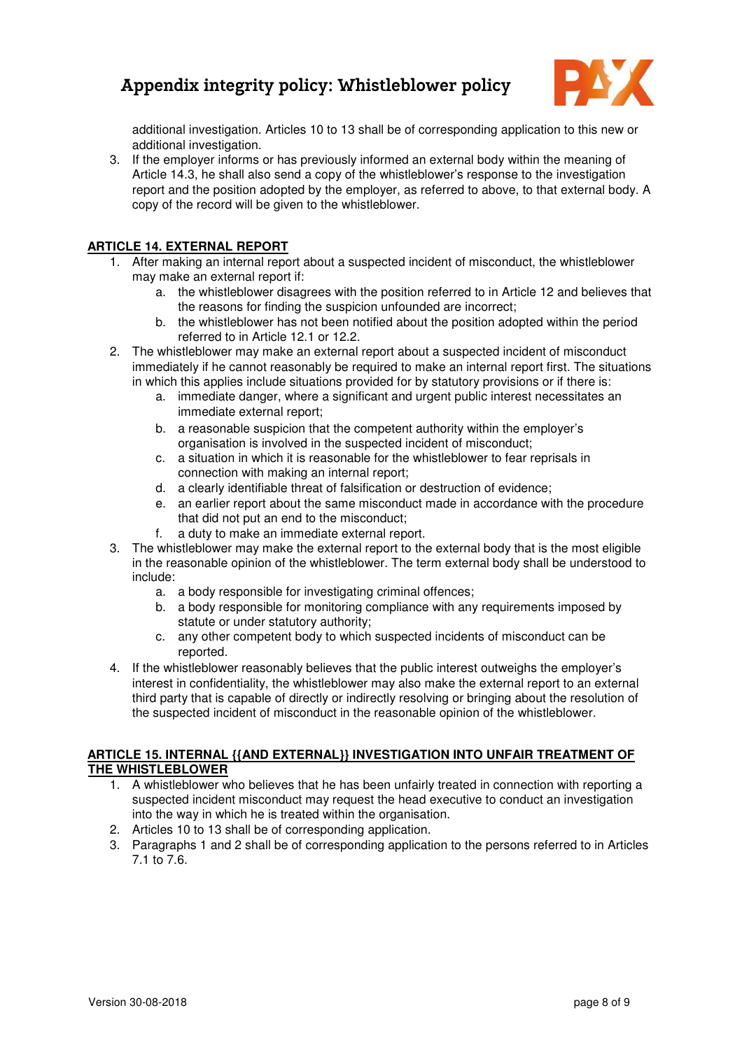additional investigation. Articles 10 to 13 shall be of corresponding application to this new or additional investigation.

3. If the employer informs or has previously informed an external body within the meaning of Article 14.3, he shall also send a copy of the whistleblower's response to the investigation report and the position adopted by the employer, as referred to above, to that external body. A copy of the record will be given to the whistleblower.

## ARTICLE 14. EXTERNAL REPORT

1. After making an internal report about a suspected incident of misconduct, the whistleblower may make an external report if:
   a. the whistleblower disagrees with the position referred to in Article 12 and believes that the reasons for finding the suspicion unfounded are incorrect;
   b. the whistleblower has not been notified about the position adopted within the period referred to in Article 12.1 or 12.2.
2. The whistleblower may make an external report about a suspected incident of misconduct immediately if he cannot reasonably be required to make an internal report first. The situations in which this applies include situations provided for by statutory provisions or if there is:
   a. immediate danger, where a significant and urgent public interest necessitates an immediate external report;
   b. a reasonable suspicion that the competent authority within the employer's organisation is involved in the suspected incident of misconduct;
   c. a situation in which it is reasonable for the whistleblower to fear reprisals in connection with making an internal report;
   d. a clearly identifiable threat of falsification or destruction of evidence;
   e. an earlier report about the same misconduct made in accordance with the procedure that did not put an end to the misconduct;
   f. a duty to make an immediate external report.
3. The whistleblower may make the external report to the external body that is the most eligible in the reasonable opinion of the whistleblower. The term external body shall be understood to include:
   a. a body responsible for investigating criminal offences;
   b. a body responsible for monitoring compliance with any requirements imposed by statute or under statutory authority;
   c. any other competent body to which suspected incidents of misconduct can be reported.
4. If the whistleblower reasonably believes that the public interest outweighs the employer's interest in confidentiality, the whistleblower may also make the external report to an external third party that is capable of directly or indirectly resolving or bringing about the resolution of the suspected incident of misconduct in the reasonable opinion of the whistleblower.

## ARTICLE 15. INTERNAL {{AND EXTERNAL}} INVESTIGATION INTO UNFAIR TREATMENT OF THE WHISTLEBLOWER

1. A whistleblower who believes that he has been unfairly treated in connection with reporting a suspected incident misconduct may request the head executive to conduct an investigation into the way in which he is treated within the organisation.
2. Articles 10 to 13 shall be of corresponding application.
3. Paragraphs 1 and 2 shall be of corresponding application to the persons referred to in Articles 7.1 to 7.6.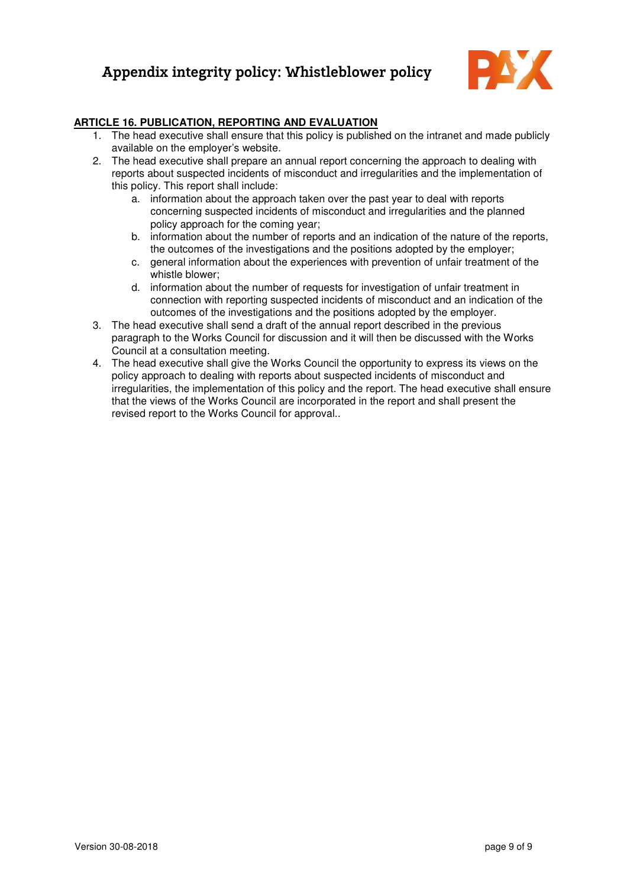## ARTICLE 16. PUBLICATION, REPORTING AND EVALUATION

1. The head executive shall ensure that this policy is published on the intranet and made publicly available on the employer's website.
2. The head executive shall prepare an annual report concerning the approach to dealing with reports about suspected incidents of misconduct and irregularities and the implementation of this policy. This report shall include:
   a. information about the approach taken over the past year to deal with reports concerning suspected incidents of misconduct and irregularities and the planned policy approach for the coming year;
   b. information about the number of reports and an indication of the nature of the reports, the outcomes of the investigations and the positions adopted by the employer;
   c. general information about the experiences with prevention of unfair treatment of the whistle blower;
   d. information about the number of requests for investigation of unfair treatment in connection with reporting suspected incidents of misconduct and an indication of the outcomes of the investigations and the positions adopted by the employer.
3. The head executive shall send a draft of the annual report described in the previous paragraph to the Works Council for discussion and it will then be discussed with the Works Council at a consultation meeting.
4. The head executive shall give the Works Council the opportunity to express its views on the policy approach to dealing with reports about suspected incidents of misconduct and irregularities, the implementation of this policy and the report. The head executive shall ensure that the views of the Works Council are incorporated in the report and shall present the revised report to the Works Council for approval..